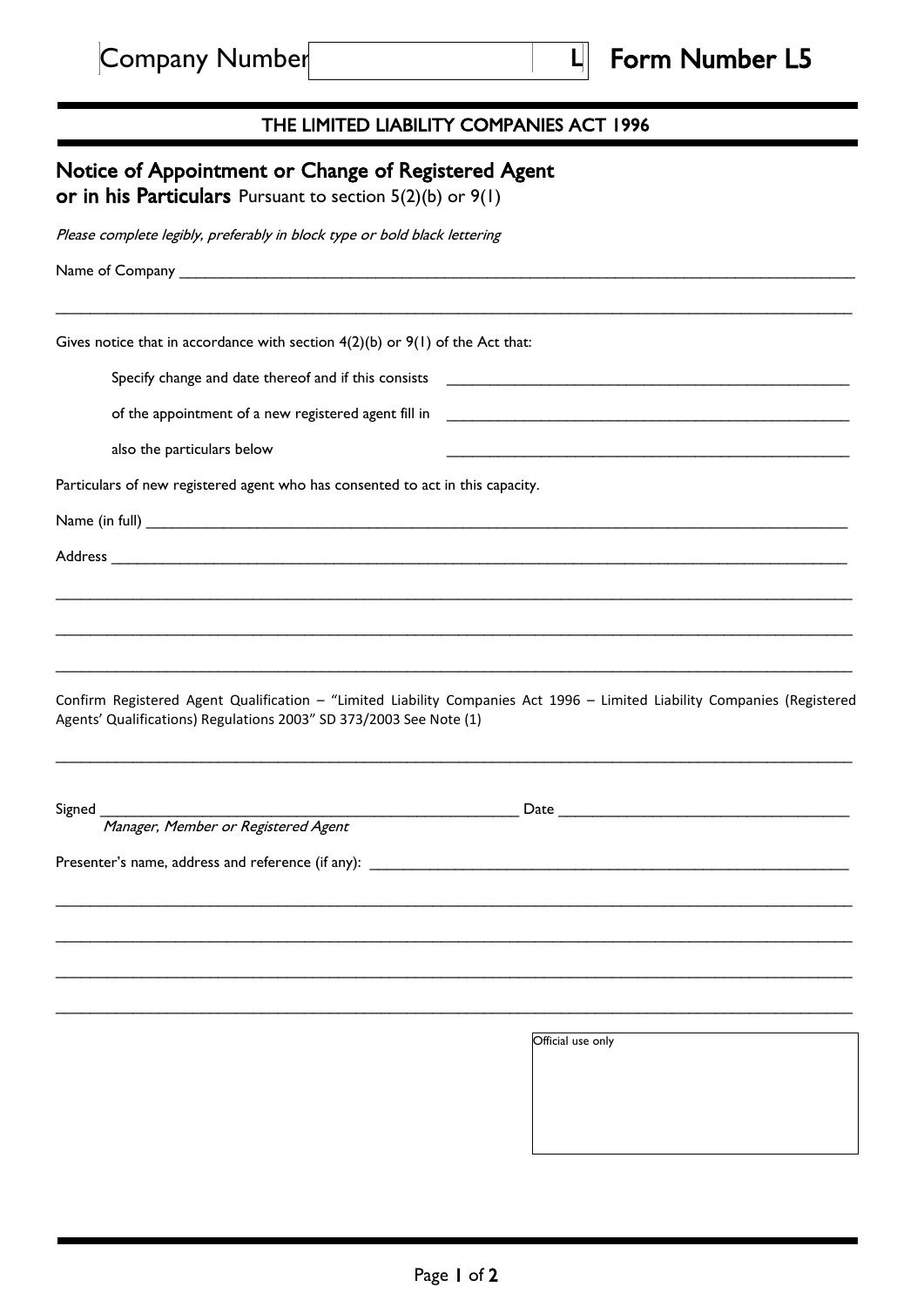Company Number L **Form Number L5**

## THE LIMITED LIABILITY COMPANIES ACT 1996

## Notice of Appointment or Change of Registered Agent or in his Particulars

Pursuant to section 5(2)(b) or 9(1)

*Please complete legibly, preferably in block type or bold black lettering*

Name of Company \_\_\_\_\_\_\_\_\_\_\_\_\_\_\_\_\_\_\_\_\_\_\_\_\_\_\_\_\_\_\_\_\_\_\_\_\_\_\_\_\_\_\_\_\_\_\_\_\_\_\_\_\_\_\_\_\_\_\_\_\_\_\_\_

\_\_\_\_\_\_\_\_\_\_\_\_\_\_\_\_\_\_\_\_\_\_\_\_\_\_\_\_\_\_\_\_\_\_\_\_\_\_\_\_\_\_\_\_\_\_\_\_\_\_\_\_\_\_\_\_\_\_\_\_\_\_\_\_\_\_\_\_\_\_\_\_\_\_\_\_\_\_

Gives notice that in accordance with section 4(2)(b) or 9(1) of the Act that:

Specify change and date thereof and if this consists \_\_\_\_\_\_\_\_\_\_\_\_\_\_\_\_\_\_\_\_\_\_\_\_\_\_\_\_\_\_\_\_\_\_\_\_\_\_\_\_

of the appointment of a new registered agent fill in \_\_\_\_\_\_\_\_\_\_\_\_\_\_\_\_\_\_\_\_\_\_\_\_\_\_\_\_\_\_\_\_\_\_\_\_\_\_\_\_

also the particulars below \_\_\_\_\_\_\_\_\_\_\_\_\_\_\_\_\_\_\_\_\_\_\_\_\_\_\_\_\_\_\_\_\_\_\_\_\_\_\_\_

Particulars of new registered agent who has consented to act in this capacity.

Name (in full) \_\_\_\_\_\_\_\_\_\_\_\_\_\_\_\_\_\_\_\_\_\_\_\_\_\_\_\_\_\_\_\_\_\_\_\_\_\_\_\_\_\_\_\_\_\_\_\_\_\_\_\_\_\_\_\_\_\_\_\_\_\_\_\_\_\_\_\_

Address \_\_\_\_\_\_\_\_\_\_\_\_\_\_\_\_\_\_\_\_\_\_\_\_\_\_\_\_\_\_\_\_\_\_\_\_\_\_\_\_\_\_\_\_\_\_\_\_\_\_\_\_\_\_\_\_\_\_\_\_\_\_\_\_\_\_\_\_\_\_\_\_\_

\_\_\_\_\_\_\_\_\_\_\_\_\_\_\_\_\_\_\_\_\_\_\_\_\_\_\_\_\_\_\_\_\_\_\_\_\_\_\_\_\_\_\_\_\_\_\_\_\_\_\_\_\_\_\_\_\_\_\_\_\_\_\_\_\_\_\_\_\_\_\_\_\_\_\_\_\_\_

\_\_\_\_\_\_\_\_\_\_\_\_\_\_\_\_\_\_\_\_\_\_\_\_\_\_\_\_\_\_\_\_\_\_\_\_\_\_\_\_\_\_\_\_\_\_\_\_\_\_\_\_\_\_\_\_\_\_\_\_\_\_\_\_\_\_\_\_\_\_\_\_\_\_\_\_\_\_

\_\_\_\_\_\_\_\_\_\_\_\_\_\_\_\_\_\_\_\_\_\_\_\_\_\_\_\_\_\_\_\_\_\_\_\_\_\_\_\_\_\_\_\_\_\_\_\_\_\_\_\_\_\_\_\_\_\_\_\_\_\_\_\_\_\_\_\_\_\_\_\_\_\_\_\_\_\_

Confirm Registered Agent Qualification – "Limited Liability Companies Act 1996 – Limited Liability Companies (Registered Agents' Qualifications) Regulations 2003" SD 373/2003 See Note (1)

\_\_\_\_\_\_\_\_\_\_\_\_\_\_\_\_\_\_\_\_\_\_\_\_\_\_\_\_\_\_\_\_\_\_\_\_\_\_\_\_\_\_\_\_\_\_\_\_\_\_\_\_\_\_\_\_\_\_\_\_\_\_\_\_\_\_\_\_\_\_\_\_\_\_\_\_\_\_

Signed \_\_\_\_\_\_\_\_\_\_\_\_\_\_\_\_\_\_\_\_\_\_\_\_\_\_\_\_\_\_\_\_\_\_\_\_\_\_\_\_\_\_ Date \_\_\_\_\_\_\_\_\_\_\_\_\_\_\_\_\_\_\_\_\_\_\_\_\_\_\_\_\_\_

*Manager, Member or Registered Agent*

Presenter's name, address and reference (if any): \_\_\_\_\_\_\_\_\_\_\_\_\_\_\_\_\_\_\_\_\_\_\_\_\_\_\_\_\_\_\_\_\_\_\_\_\_\_\_\_\_\_\_\_\_\_\_\_

\_\_\_\_\_\_\_\_\_\_\_\_\_\_\_\_\_\_\_\_\_\_\_\_\_\_\_\_\_\_\_\_\_\_\_\_\_\_\_\_\_\_\_\_\_\_\_\_\_\_\_\_\_\_\_\_\_\_\_\_\_\_\_\_\_\_\_\_\_\_\_\_\_\_\_\_\_\_

\_\_\_\_\_\_\_\_\_\_\_\_\_\_\_\_\_\_\_\_\_\_\_\_\_\_\_\_\_\_\_\_\_\_\_\_\_\_\_\_\_\_\_\_\_\_\_\_\_\_\_\_\_\_\_\_\_\_\_\_\_\_\_\_\_\_\_\_\_\_\_\_\_\_\_\_\_\_

\_\_\_\_\_\_\_\_\_\_\_\_\_\_\_\_\_\_\_\_\_\_\_\_\_\_\_\_\_\_\_\_\_\_\_\_\_\_\_\_\_\_\_\_\_\_\_\_\_\_\_\_\_\_\_\_\_\_\_\_\_\_\_\_\_\_\_\_\_\_\_\_\_\_\_\_\_\_

\_\_\_\_\_\_\_\_\_\_\_\_\_\_\_\_\_\_\_\_\_\_\_\_\_\_\_\_\_\_\_\_\_\_\_\_\_\_\_\_\_\_\_\_\_\_\_\_\_\_\_\_\_\_\_\_\_\_\_\_\_\_\_\_\_\_\_\_\_\_\_\_\_\_\_\_\_\_

| Official use only |
| --- |
| |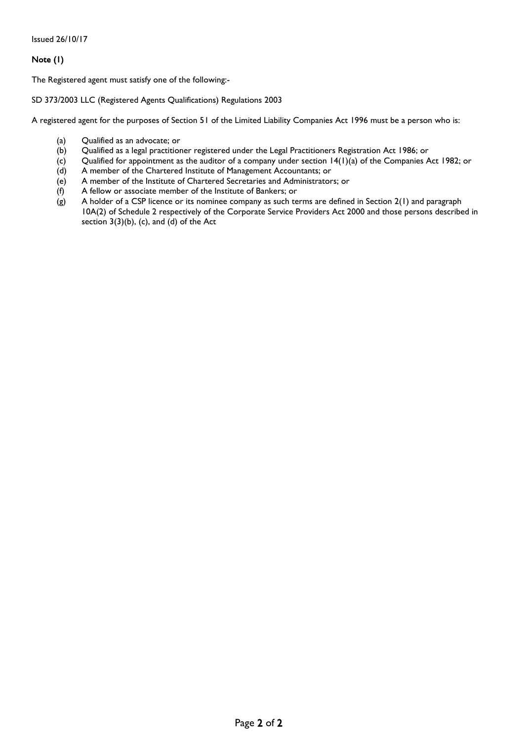Issued 26/10/17

**Note (1)**

The Registered agent must satisfy one of the following:-

SD 373/2003 LLC (Registered Agents Qualifications) Regulations 2003

A registered agent for the purposes of Section 51 of the Limited Liability Companies Act 1996 must be a person who is:

(a) Qualified as an advocate; or
(b) Qualified as a legal practitioner registered under the Legal Practitioners Registration Act 1986; or
(c) Qualified for appointment as the auditor of a company under section 14(1)(a) of the Companies Act 1982; or
(d) A member of the Chartered Institute of Management Accountants; or
(e) A member of the Institute of Chartered Secretaries and Administrators; or
(f) A fellow or associate member of the Institute of Bankers; or
(g) A holder of a CSP licence or its nominee company as such terms are defined in Section 2(1) and paragraph 10A(2) of Schedule 2 respectively of the Corporate Service Providers Act 2000 and those persons described in section 3(3)(b), (c), and (d) of the Act